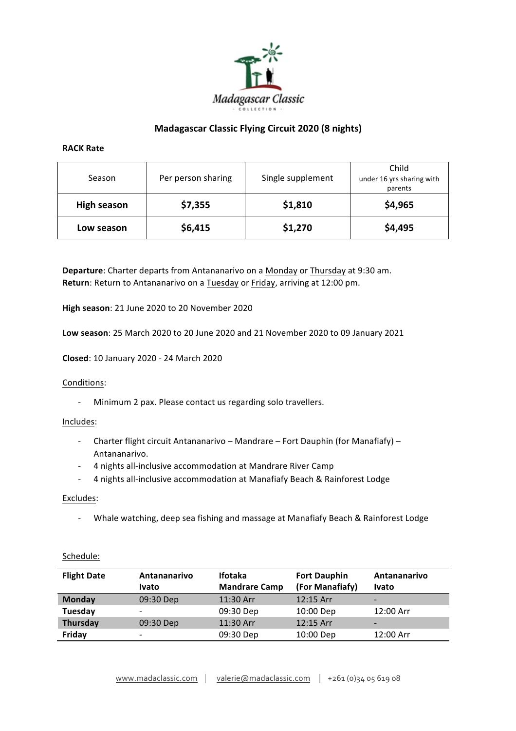# Madagascar Classic Flying Circuit 2020 (8 nights)

**RACK Rate**

| Season | Per person sharing | Single supplement | Child under 16 yrs sharing with parents |
|---|---|---|---|
| **High season** | **$7,355** | **$1,810** | **$4,965** |
| **Low season** | **$6,415** | **$1,270** | **$4,495** |

**Departure**: Charter departs from Antananarivo on a Monday or Thursday at 9:30 am.
**Return**: Return to Antananarivo on a Tuesday or Friday, arriving at 12:00 pm.

**High season**: 21 June 2020 to 20 November 2020

**Low season**: 25 March 2020 to 20 June 2020 and 21 November 2020 to 09 January 2021

**Closed**: 10 January 2020 - 24 March 2020

Conditions:

- Minimum 2 pax. Please contact us regarding solo travellers.

Includes:

- Charter flight circuit Antananarivo – Mandrare – Fort Dauphin (for Manafiafy) – Antananarivo.
- 4 nights all-inclusive accommodation at Mandrare River Camp
- 4 nights all-inclusive accommodation at Manafiafy Beach & Rainforest Lodge

Excludes:

- Whale watching, deep sea fishing and massage at Manafiafy Beach & Rainforest Lodge

Schedule:

| Flight Date | Antananarivo Ivato | Ifotaka Mandrare Camp | Fort Dauphin (For Manafiafy) | Antananarivo Ivato |
|---|---|---|---|---|
| **Monday** | 09:30 Dep | 11:30 Arr | 12:15 Arr | - |
| **Tuesday** | - | 09:30 Dep | 10:00 Dep | 12:00 Arr |
| **Thursday** | 09:30 Dep | 11:30 Arr | 12:15 Arr | - |
| **Friday** | - | 09:30 Dep | 10:00 Dep | 12:00 Arr |

www.madaclassic.com | valerie@madaclassic.com | +261 (0)34 05 619 08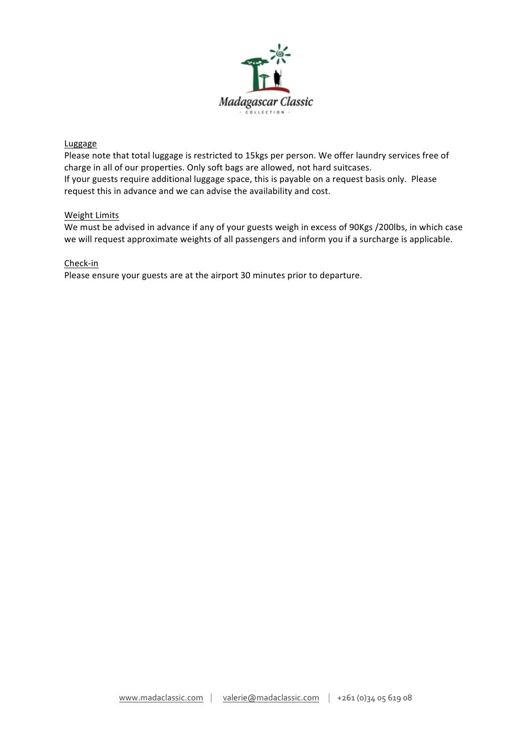## Luggage

Please note that total luggage is restricted to 15kgs per person. We offer laundry services free of charge in all of our properties. Only soft bags are allowed, not hard suitcases.

If your guests require additional luggage space, this is payable on a request basis only. Please request this in advance and we can advise the availability and cost.

## Weight Limits

We must be advised in advance if any of your guests weigh in excess of 90Kgs /200lbs, in which case we will request approximate weights of all passengers and inform you if a surcharge is applicable.

## Check-in

Please ensure your guests are at the airport 30 minutes prior to departure.